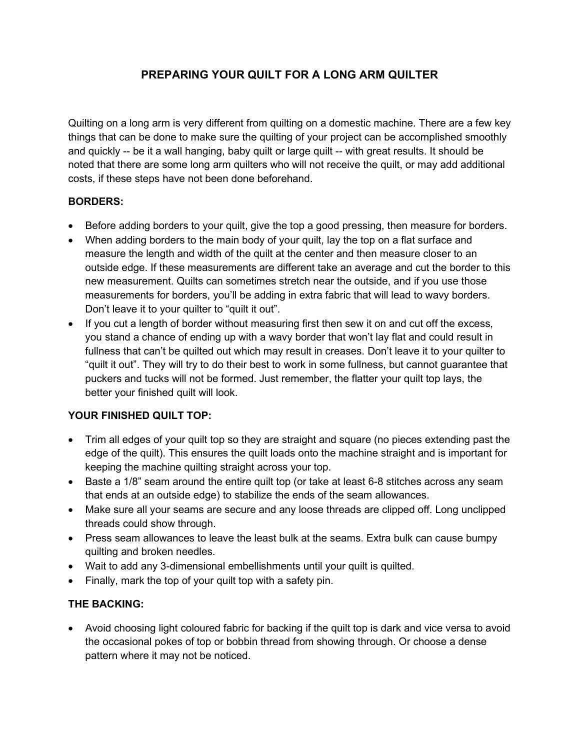# PREPARING YOUR QUILT FOR A LONG ARM QUILTER

Quilting on a long arm is very different from quilting on a domestic machine. There are a few key things that can be done to make sure the quilting of your project can be accomplished smoothly and quickly -- be it a wall hanging, baby quilt or large quilt -- with great results. It should be noted that there are some long arm quilters who will not receive the quilt, or may add additional costs, if these steps have not been done beforehand.

**BORDERS:**

- Before adding borders to your quilt, give the top a good pressing, then measure for borders.
- When adding borders to the main body of your quilt, lay the top on a flat surface and measure the length and width of the quilt at the center and then measure closer to an outside edge. If these measurements are different take an average and cut the border to this new measurement. Quilts can sometimes stretch near the outside, and if you use those measurements for borders, you'll be adding in extra fabric that will lead to wavy borders. Don't leave it to your quilter to "quilt it out".
- If you cut a length of border without measuring first then sew it on and cut off the excess, you stand a chance of ending up with a wavy border that won't lay flat and could result in fullness that can't be quilted out which may result in creases. Don't leave it to your quilter to "quilt it out". They will try to do their best to work in some fullness, but cannot guarantee that puckers and tucks will not be formed. Just remember, the flatter your quilt top lays, the better your finished quilt will look.

**YOUR FINISHED QUILT TOP:**

- Trim all edges of your quilt top so they are straight and square (no pieces extending past the edge of the quilt). This ensures the quilt loads onto the machine straight and is important for keeping the machine quilting straight across your top.
- Baste a 1/8" seam around the entire quilt top (or take at least 6-8 stitches across any seam that ends at an outside edge) to stabilize the ends of the seam allowances.
- Make sure all your seams are secure and any loose threads are clipped off. Long unclipped threads could show through.
- Press seam allowances to leave the least bulk at the seams. Extra bulk can cause bumpy quilting and broken needles.
- Wait to add any 3-dimensional embellishments until your quilt is quilted.
- Finally, mark the top of your quilt top with a safety pin.

**THE BACKING:**

- Avoid choosing light coloured fabric for backing if the quilt top is dark and vice versa to avoid the occasional pokes of top or bobbin thread from showing through. Or choose a dense pattern where it may not be noticed.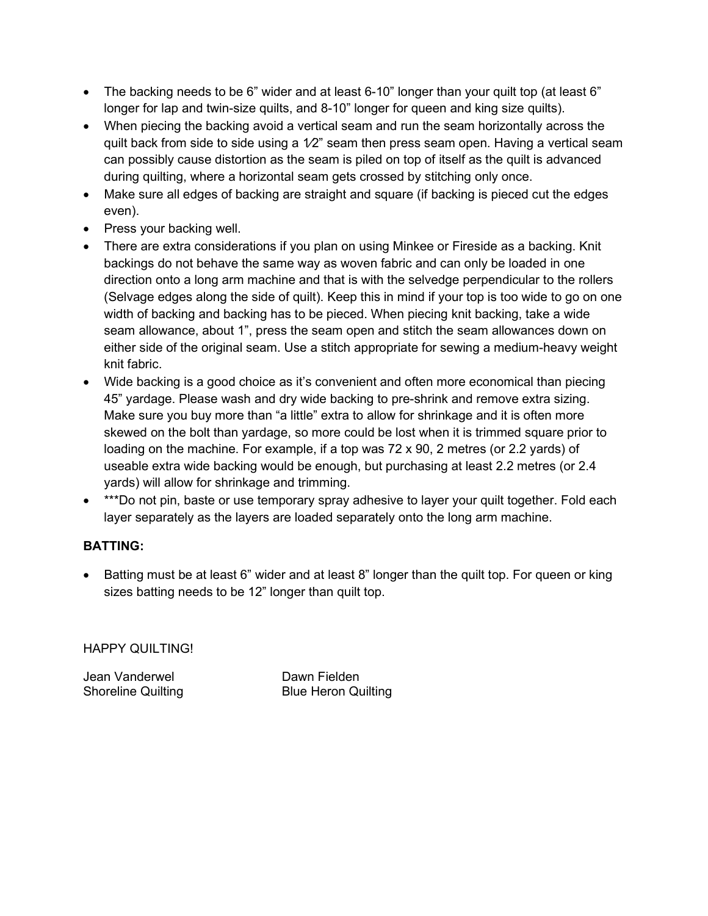- The backing needs to be 6” wider and at least 6-10” longer than your quilt top (at least 6” longer for lap and twin-size quilts, and 8-10” longer for queen and king size quilts).
- When piecing the backing avoid a vertical seam and run the seam horizontally across the quilt back from side to side using a ½” seam then press seam open. Having a vertical seam can possibly cause distortion as the seam is piled on top of itself as the quilt is advanced during quilting, where a horizontal seam gets crossed by stitching only once.
- Make sure all edges of backing are straight and square (if backing is pieced cut the edges even).
- Press your backing well.
- There are extra considerations if you plan on using Minkee or Fireside as a backing. Knit backings do not behave the same way as woven fabric and can only be loaded in one direction onto a long arm machine and that is with the selvedge perpendicular to the rollers (Selvage edges along the side of quilt). Keep this in mind if your top is too wide to go on one width of backing and backing has to be pieced. When piecing knit backing, take a wide seam allowance, about 1”, press the seam open and stitch the seam allowances down on either side of the original seam. Use a stitch appropriate for sewing a medium-heavy weight knit fabric.
- Wide backing is a good choice as it’s convenient and often more economical than piecing 45” yardage. Please wash and dry wide backing to pre-shrink and remove extra sizing. Make sure you buy more than “a little” extra to allow for shrinkage and it is often more skewed on the bolt than yardage, so more could be lost when it is trimmed square prior to loading on the machine. For example, if a top was 72 x 90, 2 metres (or 2.2 yards) of useable extra wide backing would be enough, but purchasing at least 2.2 metres (or 2.4 yards) will allow for shrinkage and trimming.
- ***Do not pin, baste or use temporary spray adhesive to layer your quilt together. Fold each layer separately as the layers are loaded separately onto the long arm machine.

**BATTING:**

- Batting must be at least 6” wider and at least 8” longer than the quilt top. For queen or king sizes batting needs to be 12” longer than quilt top.

HAPPY QUILTING!

Jean Vanderwel
Shoreline Quilting

Dawn Fielden
Blue Heron Quilting